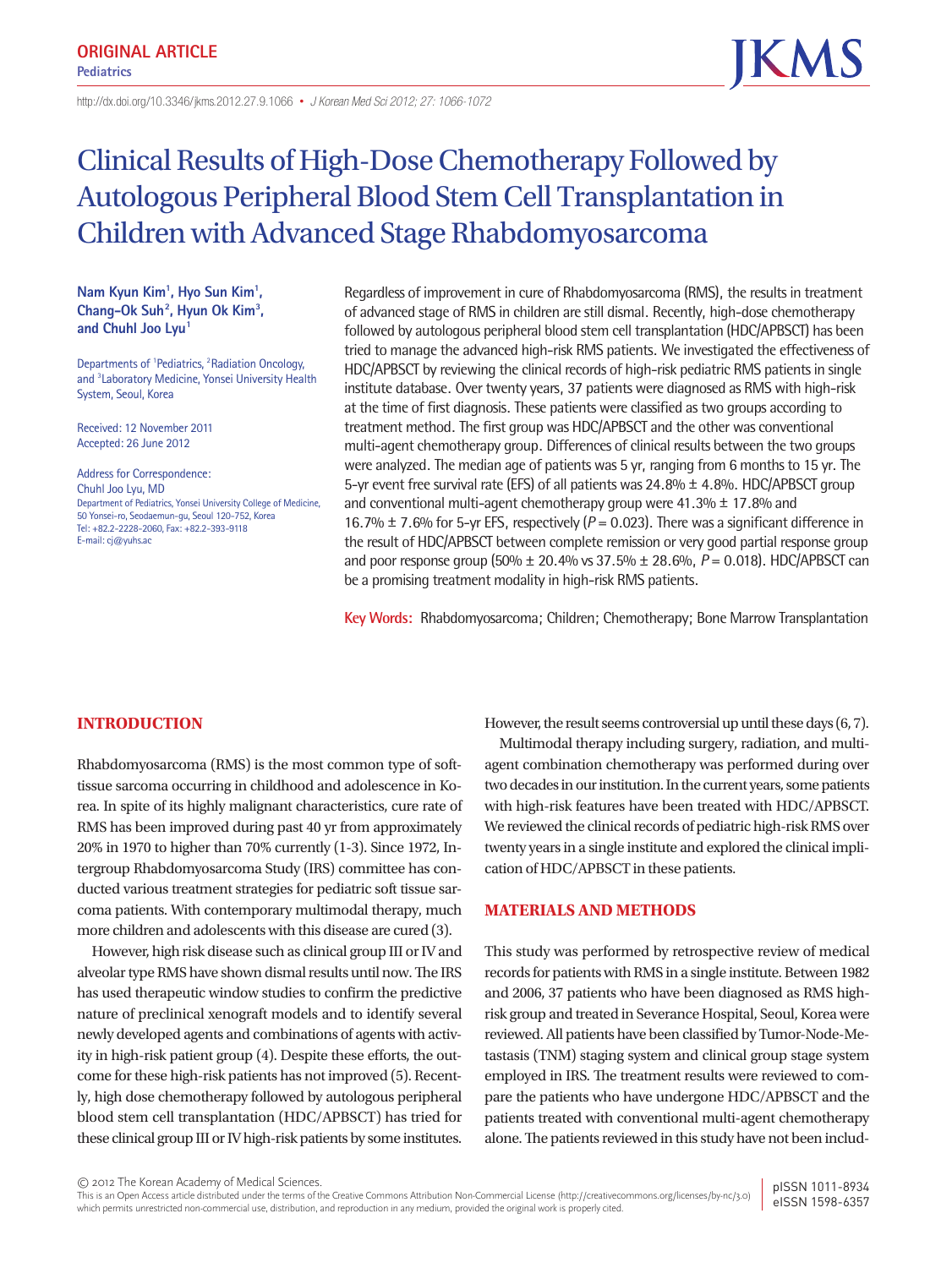ORIGINAL ARTICLE
Pediatrics

http://dx.doi.org/10.3346/jkms.2012.27.9.1066 • J Korean Med Sci 2012; 27: 1066-1072

# Clinical Results of High-Dose Chemotherapy Followed by Autologous Peripheral Blood Stem Cell Transplantation in Children with Advanced Stage Rhabdomyosarcoma

**Nam Kyun Kim[1], Hyo Sun Kim[1], Chang-Ok Suh[2], Hyun Ok Kim[3], and Chuhl Joo Lyu[1]**

Departments of [1]Pediatrics, [2]Radiation Oncology, and [3]Laboratory Medicine, Yonsei University Health System, Seoul, Korea

Received: 12 November 2011
Accepted: 26 June 2012

Address for Correspondence:
Chuhl Joo Lyu, MD
Department of Pediatrics, Yonsei University College of Medicine, 50 Yonsei-ro, Seodaemun-gu, Seoul 120-752, Korea
Tel: +82.2-2228-2060, Fax: +82.2-393-9118
E-mail: cj@yuhs.ac

Regardless of improvement in cure of Rhabdomyosarcoma (RMS), the results in treatment of advanced stage of RMS in children are still dismal. Recently, high-dose chemotherapy followed by autologous peripheral blood stem cell transplantation (HDC/APBSCT) has been tried to manage the advanced high-risk RMS patients. We investigated the effectiveness of HDC/APBSCT by reviewing the clinical records of high-risk pediatric RMS patients in single institute database. Over twenty years, 37 patients were diagnosed as RMS with high-risk at the time of first diagnosis. These patients were classified as two groups according to treatment method. The first group was HDC/APBSCT and the other was conventional multi-agent chemotherapy group. Differences of clinical results between the two groups were analyzed. The median age of patients was 5 yr, ranging from 6 months to 15 yr. The 5-yr event free survival rate (EFS) of all patients was 24.8% ± 4.8%. HDC/APBSCT group and conventional multi-agent chemotherapy group were 41.3% ± 17.8% and 16.7% ± 7.6% for 5-yr EFS, respectively ($P = 0.023$). There was a significant difference in the result of HDC/APBSCT between complete remission or very good partial response group and poor response group (50% ± 20.4% vs 37.5% ± 28.6%, $P = 0.018$). HDC/APBSCT can be a promising treatment modality in high-risk RMS patients.

**Key Words:** Rhabdomyosarcoma; Children; Chemotherapy; Bone Marrow Transplantation

## INTRODUCTION

Rhabdomyosarcoma (RMS) is the most common type of soft-tissue sarcoma occurring in childhood and adolescence in Korea. In spite of its highly malignant characteristics, cure rate of RMS has been improved during past 40 yr from approximately 20% in 1970 to higher than 70% currently (1-3). Since 1972, Intergroup Rhabdomyosarcoma Study (IRS) committee has conducted various treatment strategies for pediatric soft tissue sarcoma patients. With contemporary multimodal therapy, much more children and adolescents with this disease are cured (3).

However, high risk disease such as clinical group III or IV and alveolar type RMS have shown dismal results until now. The IRS has used therapeutic window studies to confirm the predictive nature of preclinical xenograft models and to identify several newly developed agents and combinations of agents with activity in high-risk patient group (4). Despite these efforts, the outcome for these high-risk patients has not improved (5). Recently, high dose chemotherapy followed by autologous peripheral blood stem cell transplantation (HDC/APBSCT) has tried for these clinical group III or IV high-risk patients by some institutes. However, the result seems controversial up until these days (6, 7).

Multimodal therapy including surgery, radiation, and multi-agent combination chemotherapy was performed during over two decades in our institution. In the current years, some patients with high-risk features have been treated with HDC/APBSCT. We reviewed the clinical records of pediatric high-risk RMS over twenty years in a single institute and explored the clinical implication of HDC/APBSCT in these patients.

## MATERIALS AND METHODS

This study was performed by retrospective review of medical records for patients with RMS in a single institute. Between 1982 and 2006, 37 patients who have been diagnosed as RMS high-risk group and treated in Severance Hospital, Seoul, Korea were reviewed. All patients have been classified by Tumor-Node-Metastasis (TNM) staging system and clinical group stage system employed in IRS. The treatment results were reviewed to compare the patients who have undergone HDC/APBSCT and the patients treated with conventional multi-agent chemotherapy alone. The patients reviewed in this study have not been includ-

© 2012 The Korean Academy of Medical Sciences.
This is an Open Access article distributed under the terms of the Creative Commons Attribution Non-Commercial License (http://creativecommons.org/licenses/by-nc/3.0) which permits unrestricted non-commercial use, distribution, and reproduction in any medium, provided the original work is properly cited.

pISSN 1011-8934
eISSN 1598-6357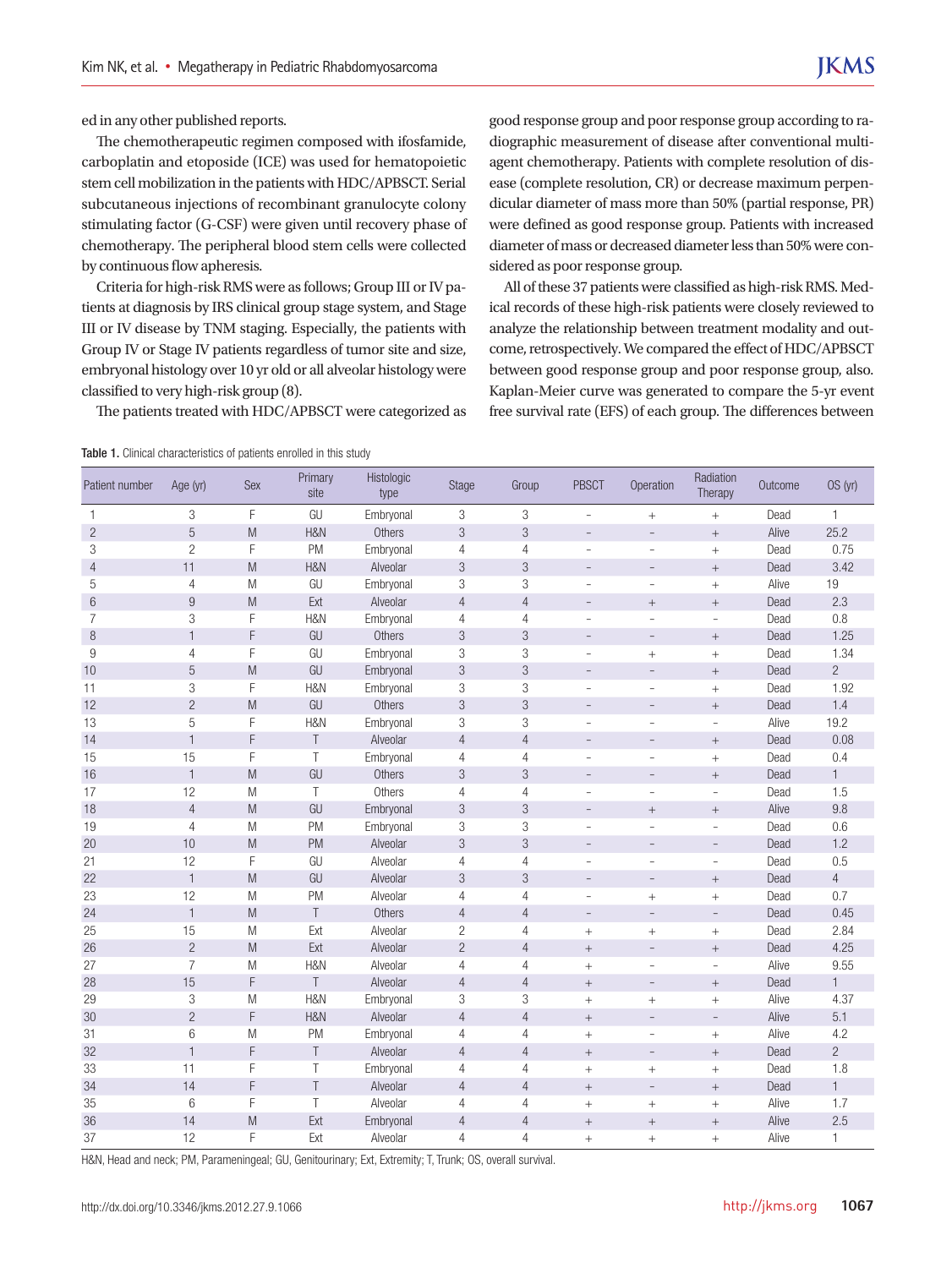ed in any other published reports.

The chemotherapeutic regimen composed with ifosfamide, carboplatin and etoposide (ICE) was used for hematopoietic stem cell mobilization in the patients with HDC/APBSCT. Serial subcutaneous injections of recombinant granulocyte colony stimulating factor (G-CSF) were given until recovery phase of chemotherapy. The peripheral blood stem cells were collected by continuous flow apheresis.

Criteria for high-risk RMS were as follows; Group III or IV patients at diagnosis by IRS clinical group stage system, and Stage III or IV disease by TNM staging. Especially, the patients with Group IV or Stage IV patients regardless of tumor site and size, embryonal histology over 10 yr old or all alveolar histology were classified to very high-risk group (8).

The patients treated with HDC/APBSCT were categorized as good response group and poor response group according to radiographic measurement of disease after conventional multiagent chemotherapy. Patients with complete resolution of disease (complete resolution, CR) or decrease maximum perpendicular diameter of mass more than 50% (partial response, PR) were defined as good response group. Patients with increased diameter of mass or decreased diameter less than 50% were considered as poor response group.

All of these 37 patients were classified as high-risk RMS. Medical records of these high-risk patients were closely reviewed to analyze the relationship between treatment modality and outcome, retrospectively. We compared the effect of HDC/APBSCT between good response group and poor response group, also. Kaplan-Meier curve was generated to compare the 5-yr event free survival rate (EFS) of each group. The differences between

Table 1. Clinical characteristics of patients enrolled in this study

| Patient number | Age (yr) | Sex | Primary site | Histologic type | Stage | Group | PBSCT | Operation | Radiation Therapy | Outcome | OS (yr) |
|---|---|---|---|---|---|---|---|---|---|---|---|
| 1 | 3 | F | GU | Embryonal | 3 | 3 | - | + | + | Dead | 1 |
| 2 | 5 | M | H&N | Others | 3 | 3 | - | - | + | Alive | 25.2 |
| 3 | 2 | F | PM | Embryonal | 4 | 4 | - | - | + | Dead | 0.75 |
| 4 | 11 | M | H&N | Alveolar | 3 | 3 | - | - | + | Dead | 3.42 |
| 5 | 4 | M | GU | Embryonal | 3 | 3 | - | - | + | Alive | 19 |
| 6 | 9 | M | Ext | Alveolar | 4 | 4 | - | + | + | Dead | 2.3 |
| 7 | 3 | F | H&N | Embryonal | 4 | 4 | - | - | - | Dead | 0.8 |
| 8 | 1 | F | GU | Others | 3 | 3 | - | - | + | Dead | 1.25 |
| 9 | 4 | F | GU | Embryonal | 3 | 3 | - | + | + | Dead | 1.34 |
| 10 | 5 | M | GU | Embryonal | 3 | 3 | - | - | + | Dead | 2 |
| 11 | 3 | F | H&N | Embryonal | 3 | 3 | - | - | + | Dead | 1.92 |
| 12 | 2 | M | GU | Others | 3 | 3 | - | - | + | Dead | 1.4 |
| 13 | 5 | F | H&N | Embryonal | 3 | 3 | - | - | - | Alive | 19.2 |
| 14 | 1 | F | T | Alveolar | 4 | 4 | - | - | + | Dead | 0.08 |
| 15 | 15 | F | T | Embryonal | 4 | 4 | - | - | + | Dead | 0.4 |
| 16 | 1 | M | GU | Others | 3 | 3 | - | - | + | Dead | 1 |
| 17 | 12 | M | T | Others | 4 | 4 | - | - | - | Dead | 1.5 |
| 18 | 4 | M | GU | Embryonal | 3 | 3 | - | + | + | Alive | 9.8 |
| 19 | 4 | M | PM | Embryonal | 3 | 3 | - | - | - | Dead | 0.6 |
| 20 | 10 | M | PM | Alveolar | 3 | 3 | - | - | - | Dead | 1.2 |
| 21 | 12 | F | GU | Alveolar | 4 | 4 | - | - | - | Dead | 0.5 |
| 22 | 1 | M | GU | Alveolar | 3 | 3 | - | - | + | Dead | 4 |
| 23 | 12 | M | PM | Alveolar | 4 | 4 | - | + | + | Dead | 0.7 |
| 24 | 1 | M | T | Others | 4 | 4 | - | - | - | Dead | 0.45 |
| 25 | 15 | M | Ext | Alveolar | 2 | 4 | + | + | + | Dead | 2.84 |
| 26 | 2 | M | Ext | Alveolar | 2 | 4 | + | - | + | Dead | 4.25 |
| 27 | 7 | M | H&N | Alveolar | 4 | 4 | + | - | - | Alive | 9.55 |
| 28 | 15 | F | T | Alveolar | 4 | 4 | + | - | + | Dead | 1 |
| 29 | 3 | M | H&N | Embryonal | 3 | 3 | + | + | + | Alive | 4.37 |
| 30 | 2 | F | H&N | Alveolar | 4 | 4 | + | - | - | Alive | 5.1 |
| 31 | 6 | M | PM | Embryonal | 4 | 4 | + | - | + | Alive | 4.2 |
| 32 | 1 | F | T | Alveolar | 4 | 4 | + | - | + | Dead | 2 |
| 33 | 11 | F | T | Embryonal | 4 | 4 | + | + | + | Dead | 1.8 |
| 34 | 14 | F | T | Alveolar | 4 | 4 | + | - | + | Dead | 1 |
| 35 | 6 | F | T | Alveolar | 4 | 4 | + | + | + | Alive | 1.7 |
| 36 | 14 | M | Ext | Embryonal | 4 | 4 | + | + | + | Alive | 2.5 |
| 37 | 12 | F | Ext | Alveolar | 4 | 4 | + | + | + | Alive | 1 |

H&N, Head and neck; PM, Parameningeal; GU, Genitourinary; Ext, Extremity; T, Trunk; OS, overall survival.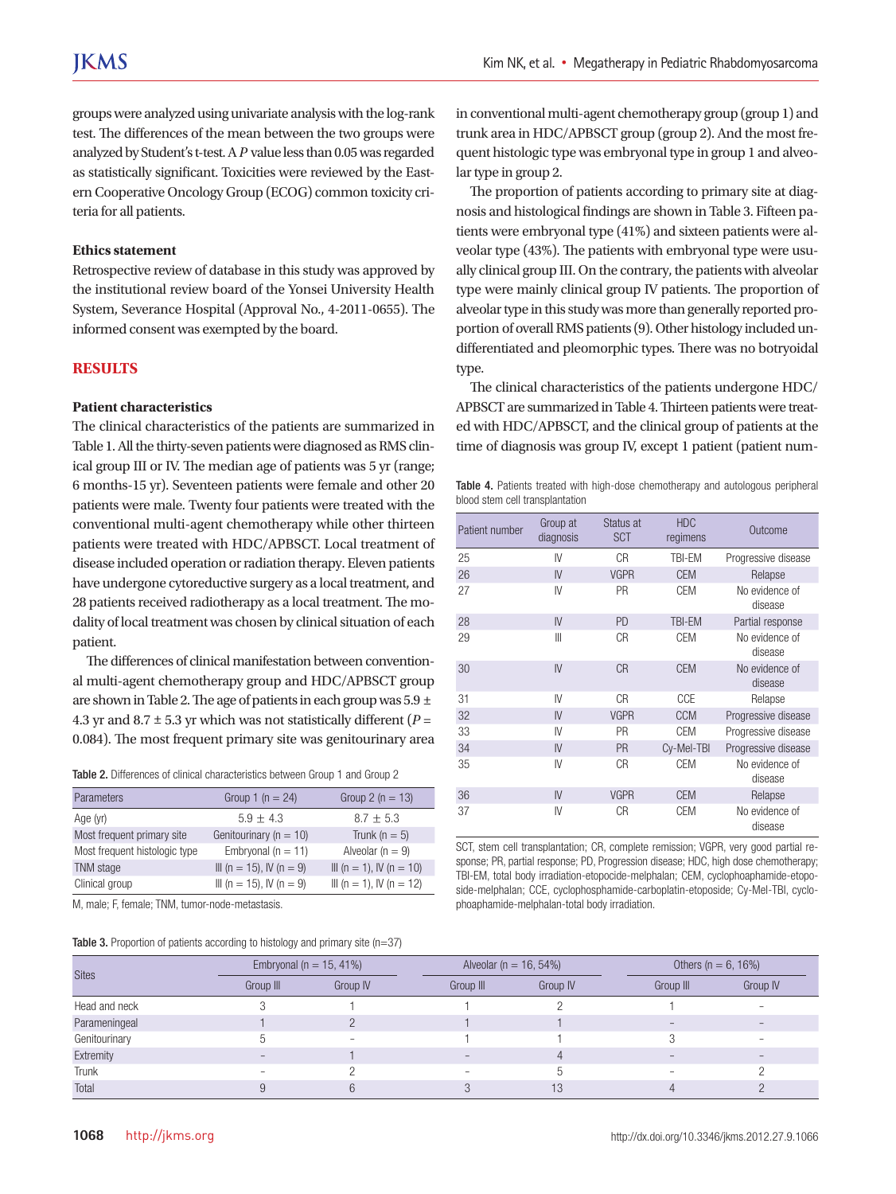groups were analyzed using univariate analysis with the log-rank test. The differences of the mean between the two groups were analyzed by Student's t-test. A *P* value less than 0.05 was regarded as statistically significant. Toxicities were reviewed by the Eastern Cooperative Oncology Group (ECOG) common toxicity criteria for all patients.

### Ethics statement

Retrospective review of database in this study was approved by the institutional review board of the Yonsei University Health System, Severance Hospital (Approval No., 4-2011-0655). The informed consent was exempted by the board.

## RESULTS

### Patient characteristics

The clinical characteristics of the patients are summarized in Table 1. All the thirty-seven patients were diagnosed as RMS clinical group III or IV. The median age of patients was 5 yr (range; 6 months-15 yr). Seventeen patients were female and other 20 patients were male. Twenty four patients were treated with the conventional multi-agent chemotherapy while other thirteen patients were treated with HDC/APBSCT. Local treatment of disease included operation or radiation therapy. Eleven patients have undergone cytoreductive surgery as a local treatment, and 28 patients received radiotherapy as a local treatment. The modality of local treatment was chosen by clinical situation of each patient.

The differences of clinical manifestation between conventional multi-agent chemotherapy group and HDC/APBSCT group are shown in Table 2. The age of patients in each group was 5.9 ± 4.3 yr and 8.7 ± 5.3 yr which was not statistically different ($P$ = 0.084). The most frequent primary site was genitourinary area in conventional multi-agent chemotherapy group (group 1) and trunk area in HDC/APBSCT group (group 2). And the most frequent histologic type was embryonal type in group 1 and alveolar type in group 2.

**Table 2.** Differences of clinical characteristics between Group 1 and Group 2

| Parameters | Group 1 (n = 24) | Group 2 (n = 13) |
|---|---|---|
| Age (yr) | 5.9 ± 4.3 | 8.7 ± 5.3 |
| Most frequent primary site | Genitourinary (n = 10) | Trunk (n = 5) |
| Most frequent histologic type | Embryonal (n = 11) | Alveolar (n = 9) |
| TNM stage | III (n = 15), IV (n = 9) | III (n = 1), IV (n = 10) |
| Clinical group | III (n = 15), IV (n = 9) | III (n = 1), IV (n = 12) |

M, male; F, female; TNM, tumor-node-metastasis.

The proportion of patients according to primary site at diagnosis and histological findings are shown in Table 3. Fifteen patients were embryonal type (41%) and sixteen patients were alveolar type (43%). The patients with embryonal type were usually clinical group III. On the contrary, the patients with alveolar type were mainly clinical group IV patients. The proportion of alveolar type in this study was more than generally reported proportion of overall RMS patients (9). Other histology included undifferentiated and pleomorphic types. There was no botryoidal type.

The clinical characteristics of the patients undergone HDC/APBSCT are summarized in Table 4. Thirteen patients were treated with HDC/APBSCT, and the clinical group of patients at the time of diagnosis was group IV, except 1 patient (patient num-

**Table 3.** Proportion of patients according to histology and primary site (n=37)

| Sites | Embryonal (n = 15, 41%) | | Alveolar (n = 16, 54%) | | Others (n = 6, 16%) | |
|---|---|---|---|---|---|---|
| | Group III | Group IV | Group III | Group IV | Group III | Group IV |
| Head and neck | 3 | 1 | 1 | 2 | 1 | – |
| Parameningeal | 1 | 2 | 1 | 1 | – | – |
| Genitourinary | 5 | – | 1 | 1 | 3 | – |
| Extremity | – | 1 | – | 4 | – | – |
| Trunk | – | 2 | – | 5 | – | 2 |
| Total | 9 | 6 | 3 | 13 | 4 | 2 |

**Table 4.** Patients treated with high-dose chemotherapy and autologous peripheral blood stem cell transplantation

| Patient number | Group at diagnosis | Status at SCT | HDC regimens | Outcome |
|---|---|---|---|---|
| 25 | IV | CR | TBI-EM | Progressive disease |
| 26 | IV | VGPR | CEM | Relapse |
| 27 | IV | PR | CEM | No evidence of disease |
| 28 | IV | PD | TBI-EM | Partial response |
| 29 | III | CR | CEM | No evidence of disease |
| 30 | IV | CR | CEM | No evidence of disease |
| 31 | IV | CR | CCE | Relapse |
| 32 | IV | VGPR | CCM | Progressive disease |
| 33 | IV | PR | CEM | Progressive disease |
| 34 | IV | PR | Cy-Mel-TBI | Progressive disease |
| 35 | IV | CR | CEM | No evidence of disease |
| 36 | IV | VGPR | CEM | Relapse |
| 37 | IV | CR | CEM | No evidence of disease |

SCT, stem cell transplantation; CR, complete remission; VGPR, very good partial response; PR, partial response; PD, Progression disease; HDC, high dose chemotherapy; TBI-EM, total body irradiation-etopocide-melphalan; CEM, cyclophoaphamide-etoposide-melphalan; CCE, cyclophosphamide-carboplatin-etoposide; Cy-Mel-TBI, cyclophoaphamide-melphalan-total body irradiation.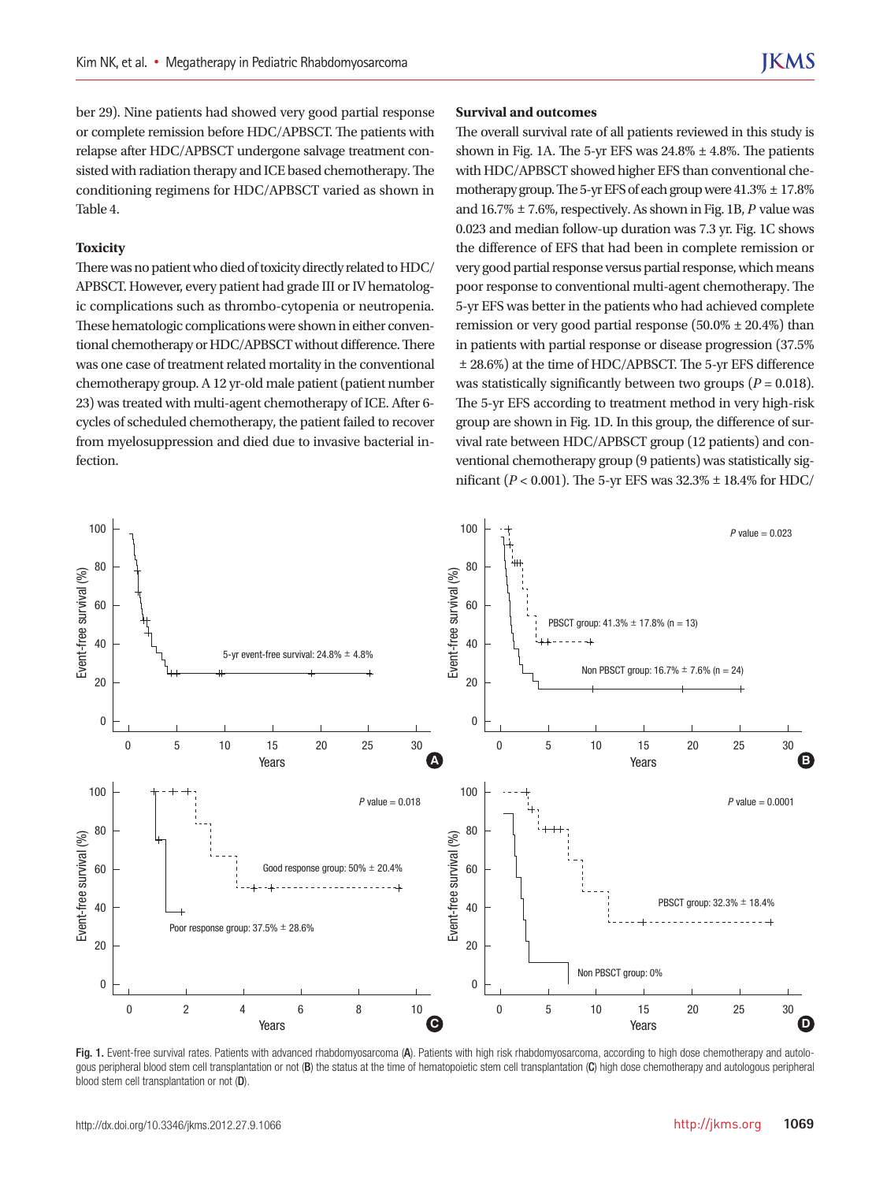ber 29). Nine patients had showed very good partial response or complete remission before HDC/APBSCT. The patients with relapse after HDC/APBSCT undergone salvage treatment consisted with radiation therapy and ICE based chemotherapy. The conditioning regimens for HDC/APBSCT varied as shown in Table 4.

### Toxicity

There was no patient who died of toxicity directly related to HDC/APBSCT. However, every patient had grade III or IV hematologic complications such as thrombo-cytopenia or neutropenia. These hematologic complications were shown in either conventional chemotherapy or HDC/APBSCT without difference. There was one case of treatment related mortality in the conventional chemotherapy group. A 12 yr-old male patient (patient number 23) was treated with multi-agent chemotherapy of ICE. After 6-cycles of scheduled chemotherapy, the patient failed to recover from myelosuppression and died due to invasive bacterial infection.

### Survival and outcomes

The overall survival rate of all patients reviewed in this study is shown in Fig. 1A. The 5-yr EFS was 24.8% ± 4.8%. The patients with HDC/APBSCT showed higher EFS than conventional chemotherapy group. The 5-yr EFS of each group were 41.3% ± 17.8% and 16.7% ± 7.6%, respectively. As shown in Fig. 1B, *P* value was 0.023 and median follow-up duration was 7.3 yr. Fig. 1C shows the difference of EFS that had been in complete remission or very good partial response versus partial response, which means poor response to conventional multi-agent chemotherapy. The 5-yr EFS was better in the patients who had achieved complete remission or very good partial response (50.0% ± 20.4%) than in patients with partial response or disease progression (37.5% ± 28.6%) at the time of HDC/APBSCT. The 5-yr EFS difference was statistically significantly between two groups ($P = 0.018$). The 5-yr EFS according to treatment method in very high-risk group are shown in Fig. 1D. In this group, the difference of survival rate between HDC/APBSCT group (12 patients) and conventional chemotherapy group (9 patients) was statistically significant ($P < 0.001$). The 5-yr EFS was 32.3% ± 18.4% for HDC/

Fig. 1. Event-free survival rates. Patients with advanced rhabdomyosarcoma (**A**). Patients with high risk rhabdomyosarcoma, according to high dose chemotherapy and autologous peripheral blood stem cell transplantation or not (**B**) the status at the time of hematopoietic stem cell transplantation (**C**) high dose chemotherapy and autologous peripheral blood stem cell transplantation or not (**D**).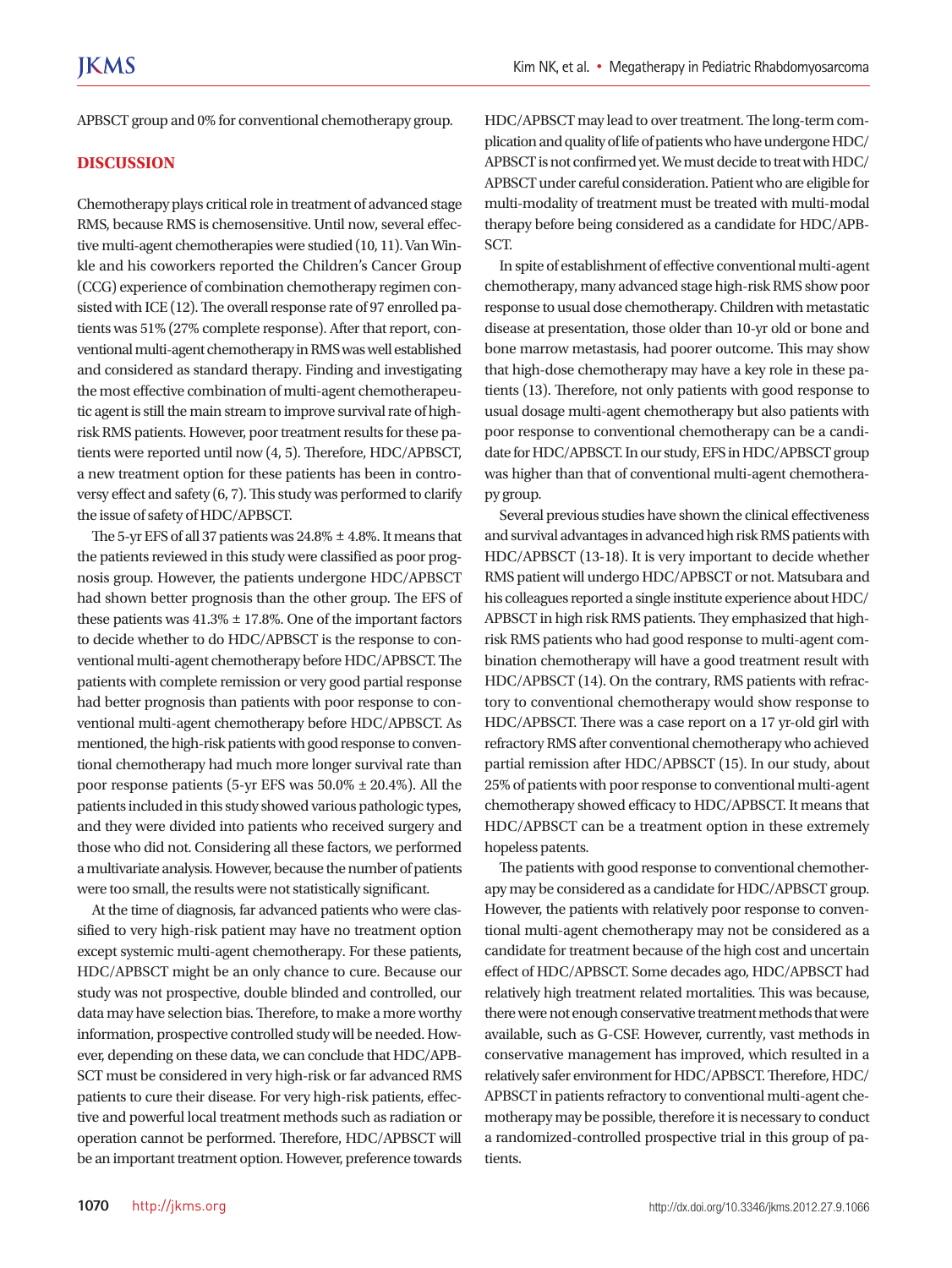APBSCT group and 0% for conventional chemotherapy group.

## DISCUSSION

Chemotherapy plays critical role in treatment of advanced stage RMS, because RMS is chemosensitive. Until now, several effective multi-agent chemotherapies were studied (10, 11). Van Winkle and his coworkers reported the Children's Cancer Group (CCG) experience of combination chemotherapy regimen consisted with ICE (12). The overall response rate of 97 enrolled patients was 51% (27% complete response). After that report, conventional multi-agent chemotherapy in RMS was well established and considered as standard therapy. Finding and investigating the most effective combination of multi-agent chemotherapeutic agent is still the main stream to improve survival rate of high-risk RMS patients. However, poor treatment results for these patients were reported until now (4, 5). Therefore, HDC/APBSCT, a new treatment option for these patients has been in controversy effect and safety (6, 7). This study was performed to clarify the issue of safety of HDC/APBSCT.

The 5-yr EFS of all 37 patients was 24.8% ± 4.8%. It means that the patients reviewed in this study were classified as poor prognosis group. However, the patients undergone HDC/APBSCT had shown better prognosis than the other group. The EFS of these patients was 41.3% ± 17.8%. One of the important factors to decide whether to do HDC/APBSCT is the response to conventional multi-agent chemotherapy before HDC/APBSCT. The patients with complete remission or very good partial response had better prognosis than patients with poor response to conventional multi-agent chemotherapy before HDC/APBSCT. As mentioned, the high-risk patients with good response to conventional chemotherapy had much more longer survival rate than poor response patients (5-yr EFS was 50.0% ± 20.4%). All the patients included in this study showed various pathologic types, and they were divided into patients who received surgery and those who did not. Considering all these factors, we performed a multivariate analysis. However, because the number of patients were too small, the results were not statistically significant.

At the time of diagnosis, far advanced patients who were classified to very high-risk patient may have no treatment option except systemic multi-agent chemotherapy. For these patients, HDC/APBSCT might be an only chance to cure. Because our study was not prospective, double blinded and controlled, our data may have selection bias. Therefore, to make a more worthy information, prospective controlled study will be needed. However, depending on these data, we can conclude that HDC/APBSCT must be considered in very high-risk or far advanced RMS patients to cure their disease. For very high-risk patients, effective and powerful local treatment methods such as radiation or operation cannot be performed. Therefore, HDC/APBSCT will be an important treatment option. However, preference towards HDC/APBSCT may lead to over treatment. The long-term complication and quality of life of patients who have undergone HDC/APBSCT is not confirmed yet. We must decide to treat with HDC/APBSCT under careful consideration. Patient who are eligible for multi-modality of treatment must be treated with multi-modal therapy before being considered as a candidate for HDC/APBSCT.

In spite of establishment of effective conventional multi-agent chemotherapy, many advanced stage high-risk RMS show poor response to usual dose chemotherapy. Children with metastatic disease at presentation, those older than 10-yr old or bone and bone marrow metastasis, had poorer outcome. This may show that high-dose chemotherapy may have a key role in these patients (13). Therefore, not only patients with good response to usual dosage multi-agent chemotherapy but also patients with poor response to conventional chemotherapy can be a candidate for HDC/APBSCT. In our study, EFS in HDC/APBSCT group was higher than that of conventional multi-agent chemotherapy group.

Several previous studies have shown the clinical effectiveness and survival advantages in advanced high risk RMS patients with HDC/APBSCT (13-18). It is very important to decide whether RMS patient will undergo HDC/APBSCT or not. Matsubara and his colleagues reported a single institute experience about HDC/APBSCT in high risk RMS patients. They emphasized that high-risk RMS patients who had good response to multi-agent combination chemotherapy will have a good treatment result with HDC/APBSCT (14). On the contrary, RMS patients with refractory to conventional chemotherapy would show response to HDC/APBSCT. There was a case report on a 17 yr-old girl with refractory RMS after conventional chemotherapy who achieved partial remission after HDC/APBSCT (15). In our study, about 25% of patients with poor response to conventional multi-agent chemotherapy showed efficacy to HDC/APBSCT. It means that HDC/APBSCT can be a treatment option in these extremely hopeless patents.

The patients with good response to conventional chemotherapy may be considered as a candidate for HDC/APBSCT group. However, the patients with relatively poor response to conventional multi-agent chemotherapy may not be considered as a candidate for treatment because of the high cost and uncertain effect of HDC/APBSCT. Some decades ago, HDC/APBSCT had relatively high treatment related mortalities. This was because, there were not enough conservative treatment methods that were available, such as G-CSF. However, currently, vast methods in conservative management has improved, which resulted in a relatively safer environment for HDC/APBSCT. Therefore, HDC/APBSCT in patients refractory to conventional multi-agent chemotherapy may be possible, therefore it is necessary to conduct a randomized-controlled prospective trial in this group of patients.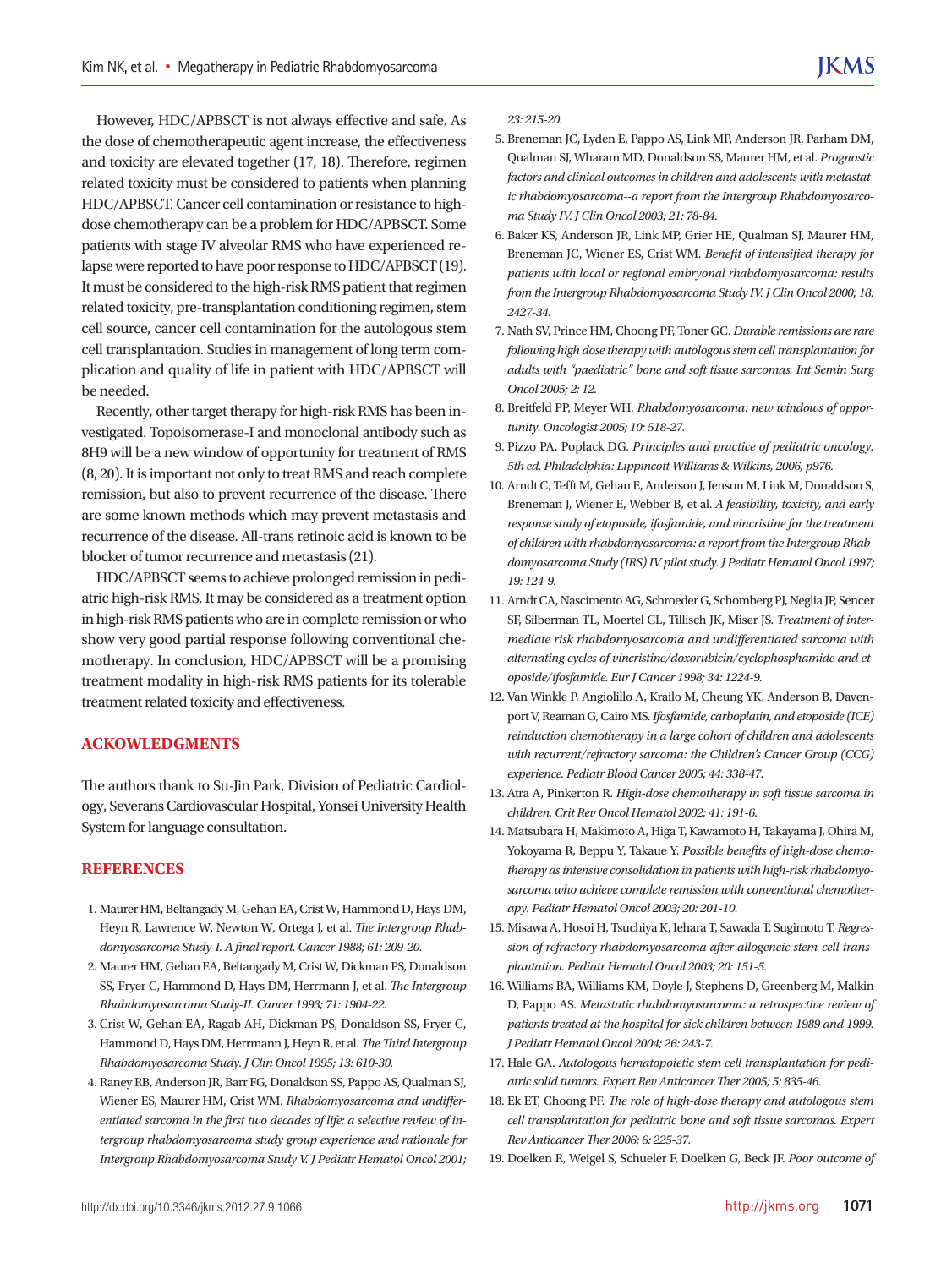However, HDC/APBSCT is not always effective and safe. As the dose of chemotherapeutic agent increase, the effectiveness and toxicity are elevated together (17, 18). Therefore, regimen related toxicity must be considered to patients when planning HDC/APBSCT. Cancer cell contamination or resistance to high-dose chemotherapy can be a problem for HDC/APBSCT. Some patients with stage IV alveolar RMS who have experienced relapse were reported to have poor response to HDC/APBSCT (19). It must be considered to the high-risk RMS patient that regimen related toxicity, pre-transplantation conditioning regimen, stem cell source, cancer cell contamination for the autologous stem cell transplantation. Studies in management of long term complication and quality of life in patient with HDC/APBSCT will be needed.

Recently, other target therapy for high-risk RMS has been investigated. Topoisomerase-I and monoclonal antibody such as 8H9 will be a new window of opportunity for treatment of RMS (8, 20). It is important not only to treat RMS and reach complete remission, but also to prevent recurrence of the disease. There are some known methods which may prevent metastasis and recurrence of the disease. All-trans retinoic acid is known to be blocker of tumor recurrence and metastasis (21).

HDC/APBSCT seems to achieve prolonged remission in pediatric high-risk RMS. It may be considered as a treatment option in high-risk RMS patients who are in complete remission or who show very good partial response following conventional chemotherapy. In conclusion, HDC/APBSCT will be a promising treatment modality in high-risk RMS patients for its tolerable treatment related toxicity and effectiveness.

## ACKOWLEDGMENTS

The authors thank to Su-Jin Park, Division of Pediatric Cardiology, Severans Cardiovascular Hospital, Yonsei University Health System for language consultation.

## REFERENCES

1. Maurer HM, Beltangady M, Gehan EA, Crist W, Hammond D, Hays DM, Heyn R, Lawrence W, Newton W, Ortega J, et al. *The Intergroup Rhabdomyosarcoma Study-I. A final report. Cancer 1988; 61: 209-20.*
2. Maurer HM, Gehan EA, Beltangady M, Crist W, Dickman PS, Donaldson SS, Fryer C, Hammond D, Hays DM, Herrmann J, et al. *The Intergroup Rhabdomyosarcoma Study-II. Cancer 1993; 71: 1904-22.*
3. Crist W, Gehan EA, Ragab AH, Dickman PS, Donaldson SS, Fryer C, Hammond D, Hays DM, Herrmann J, Heyn R, et al. *The Third Intergroup Rhabdomyosarcoma Study. J Clin Oncol 1995; 13: 610-30.*
4. Raney RB, Anderson JR, Barr FG, Donaldson SS, Pappo AS, Qualman SJ, Wiener ES, Maurer HM, Crist WM. *Rhabdomyosarcoma and undifferentiated sarcoma in the first two decades of life: a selective review of intergroup rhabdomyosarcoma study group experience and rationale for Intergroup Rhabdomyosarcoma Study V. J Pediatr Hematol Oncol 2001; 23: 215-20.*
5. Breneman JC, Lyden E, Pappo AS, Link MP, Anderson JR, Parham DM, Qualman SJ, Wharam MD, Donaldson SS, Maurer HM, et al. *Prognostic factors and clinical outcomes in children and adolescents with metastatic rhabdomyosarcoma--a report from the Intergroup Rhabdomyosarcoma Study IV. J Clin Oncol 2003; 21: 78-84.*
6. Baker KS, Anderson JR, Link MP, Grier HE, Qualman SJ, Maurer HM, Breneman JC, Wiener ES, Crist WM. *Benefit of intensified therapy for patients with local or regional embryonal rhabdomyosarcoma: results from the Intergroup Rhabdomyosarcoma Study IV. J Clin Oncol 2000; 18: 2427-34.*
7. Nath SV, Prince HM, Choong PF, Toner GC. *Durable remissions are rare following high dose therapy with autologous stem cell transplantation for adults with "paediatric" bone and soft tissue sarcomas. Int Semin Surg Oncol 2005; 2: 12.*
8. Breitfeld PP, Meyer WH. *Rhabdomyosarcoma: new windows of opportunity. Oncologist 2005; 10: 518-27.*
9. Pizzo PA, Poplack DG. *Principles and practice of pediatric oncology. 5th ed. Philadelphia: Lippincott Williams & Wilkins, 2006, p976.*
10. Arndt C, Tefft M, Gehan E, Anderson J, Jenson M, Link M, Donaldson S, Breneman J, Wiener E, Webber B, et al. *A feasibility, toxicity, and early response study of etoposide, ifosfamide, and vincristine for the treatment of children with rhabdomyosarcoma: a report from the Intergroup Rhabdomyosarcoma Study (IRS) IV pilot study. J Pediatr Hematol Oncol 1997; 19: 124-9.*
11. Arndt CA, Nascimento AG, Schroeder G, Schomberg PJ, Neglia JP, Sencer SF, Silberman TL, Moertel CL, Tillisch JK, Miser JS. *Treatment of intermediate risk rhabdomyosarcoma and undifferentiated sarcoma with alternating cycles of vincristine/doxorubicin/cyclophosphamide and etoposide/ifosfamide. Eur J Cancer 1998; 34: 1224-9.*
12. Van Winkle P, Angiolillo A, Krailo M, Cheung YK, Anderson B, Davenport V, Reaman G, Cairo MS. *Ifosfamide, carboplatin, and etoposide (ICE) reinduction chemotherapy in a large cohort of children and adolescents with recurrent/refractory sarcoma: the Children's Cancer Group (CCG) experience. Pediatr Blood Cancer 2005; 44: 338-47.*
13. Atra A, Pinkerton R. *High-dose chemotherapy in soft tissue sarcoma in children. Crit Rev Oncol Hematol 2002; 41: 191-6.*
14. Matsubara H, Makimoto A, Higa T, Kawamoto H, Takayama J, Ohira M, Yokoyama R, Beppu Y, Takaue Y. *Possible benefits of high-dose chemotherapy as intensive consolidation in patients with high-risk rhabdomyosarcoma who achieve complete remission with conventional chemotherapy. Pediatr Hematol Oncol 2003; 20: 201-10.*
15. Misawa A, Hosoi H, Tsuchiya K, Iehara T, Sawada T, Sugimoto T. *Regression of refractory rhabdomyosarcoma after allogeneic stem-cell transplantation. Pediatr Hematol Oncol 2003; 20: 151-5.*
16. Williams BA, Williams KM, Doyle J, Stephens D, Greenberg M, Malkin D, Pappo AS. *Metastatic rhabdomyosarcoma: a retrospective review of patients treated at the hospital for sick children between 1989 and 1999. J Pediatr Hematol Oncol 2004; 26: 243-7.*
17. Hale GA. *Autologous hematopoietic stem cell transplantation for pediatric solid tumors. Expert Rev Anticancer Ther 2005; 5: 835-46.*
18. Ek ET, Choong PF. *The role of high-dose therapy and autologous stem cell transplantation for pediatric bone and soft tissue sarcomas. Expert Rev Anticancer Ther 2006; 6: 225-37.*
19. Doelken R, Weigel S, Schueler F, Doelken G, Beck JF. *Poor outcome of*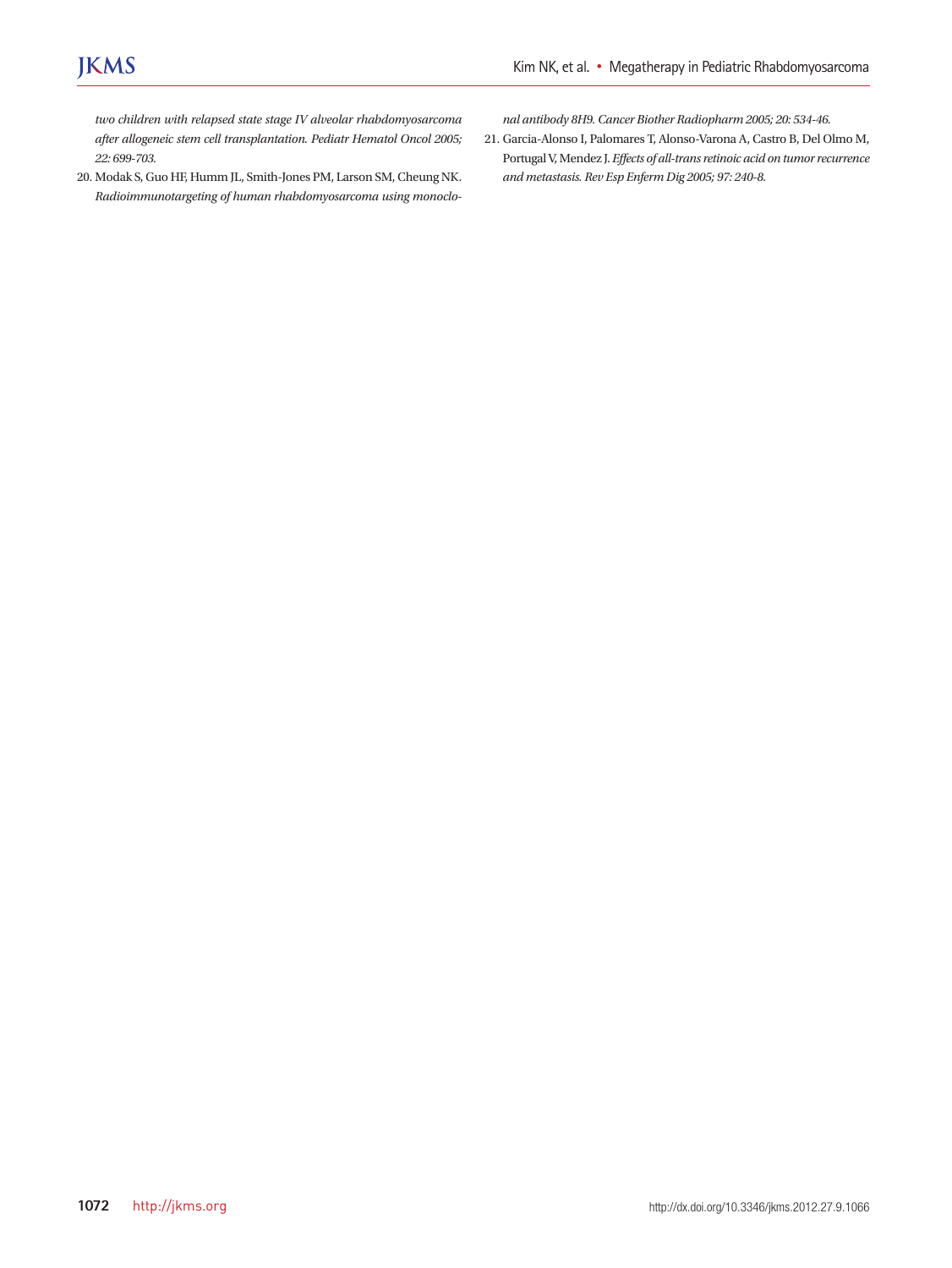two children with relapsed state stage IV alveolar rhabdomyosarcoma after allogeneic stem cell transplantation. *Pediatr Hematol Oncol 2005; 22: 699-703.*

20. Modak S, Guo HF, Humm JL, Smith-Jones PM, Larson SM, Cheung NK. *Radioimmunotargeting of human rhabdomyosarcoma using monoclonal antibody 8H9. Cancer Biother Radiopharm 2005; 20: 534-46.*
21. Garcia-Alonso I, Palomares T, Alonso-Varona A, Castro B, Del Olmo M, Portugal V, Mendez J. *Effects of all-trans retinoic acid on tumor recurrence and metastasis. Rev Esp Enferm Dig 2005; 97: 240-8.*